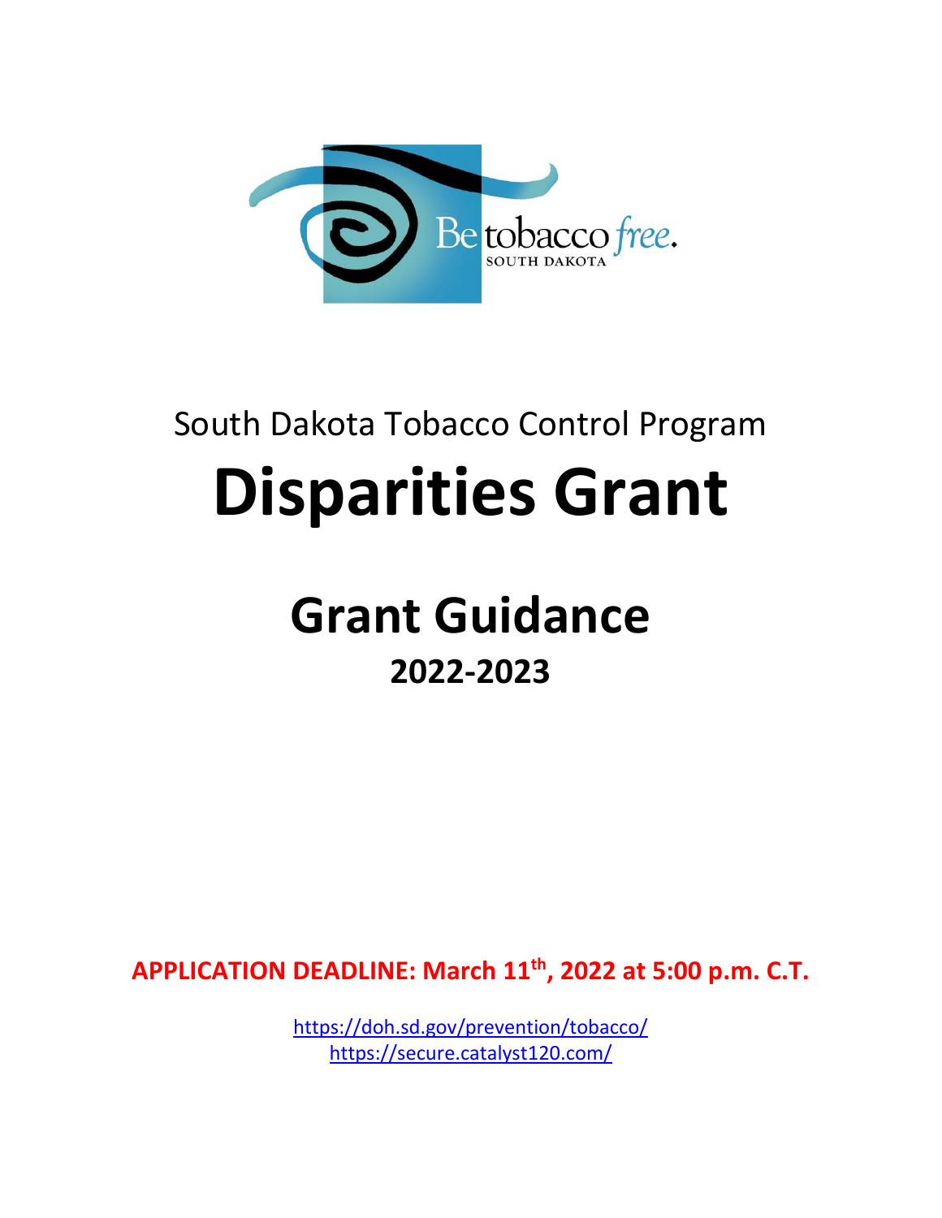Be tobacco free.
SOUTH DAKOTA

South Dakota Tobacco Control Program

# Disparities Grant

# Grant Guidance

## 2022-2023

**APPLICATION DEADLINE: March 11th, 2022 at 5:00 p.m. C.T.**

https://doh.sd.gov/prevention/tobacco/
https://secure.catalyst120.com/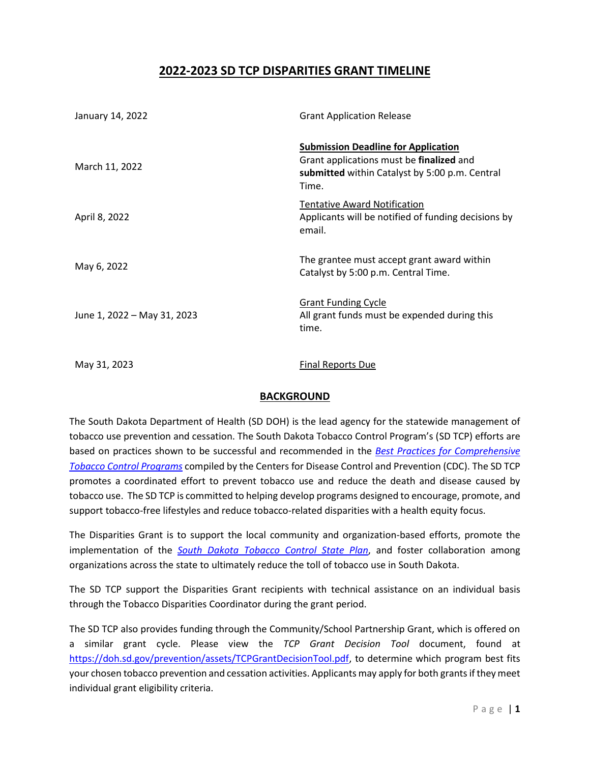# 2022-2023 SD TCP DISPARITIES GRANT TIMELINE

| | |
|---|---|
| January 14, 2022 | Grant Application Release |
| March 11, 2022 | **Submission Deadline for Application**<br>Grant applications must be **finalized** and **submitted** within Catalyst by 5:00 p.m. Central Time. |
| April 8, 2022 | Tentative Award Notification<br>Applicants will be notified of funding decisions by email. |
| May 6, 2022 | The grantee must accept grant award within Catalyst by 5:00 p.m. Central Time. |
| June 1, 2022 – May 31, 2023 | Grant Funding Cycle<br>All grant funds must be expended during this time. |
| May 31, 2023 | Final Reports Due |

## BACKGROUND

The South Dakota Department of Health (SD DOH) is the lead agency for the statewide management of tobacco use prevention and cessation. The South Dakota Tobacco Control Program's (SD TCP) efforts are based on practices shown to be successful and recommended in the *Best Practices for Comprehensive Tobacco Control Programs* compiled by the Centers for Disease Control and Prevention (CDC). The SD TCP promotes a coordinated effort to prevent tobacco use and reduce the death and disease caused by tobacco use. The SD TCP is committed to helping develop programs designed to encourage, promote, and support tobacco-free lifestyles and reduce tobacco-related disparities with a health equity focus.

The Disparities Grant is to support the local community and organization-based efforts, promote the implementation of the *South Dakota Tobacco Control State Plan*, and foster collaboration among organizations across the state to ultimately reduce the toll of tobacco use in South Dakota.

The SD TCP support the Disparities Grant recipients with technical assistance on an individual basis through the Tobacco Disparities Coordinator during the grant period.

The SD TCP also provides funding through the Community/School Partnership Grant, which is offered on a similar grant cycle. Please view the *TCP Grant Decision Tool* document, found at https://doh.sd.gov/prevention/assets/TCPGrantDecisionTool.pdf, to determine which program best fits your chosen tobacco prevention and cessation activities. Applicants may apply for both grants if they meet individual grant eligibility criteria.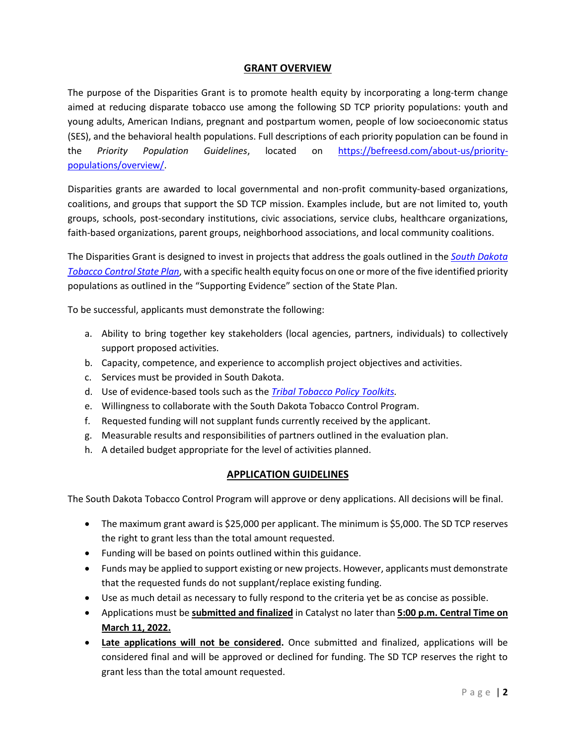## GRANT OVERVIEW

The purpose of the Disparities Grant is to promote health equity by incorporating a long-term change aimed at reducing disparate tobacco use among the following SD TCP priority populations: youth and young adults, American Indians, pregnant and postpartum women, people of low socioeconomic status (SES), and the behavioral health populations. Full descriptions of each priority population can be found in the *Priority Population Guidelines*, located on https://befreesd.com/about-us/priority-populations/overview/.

Disparities grants are awarded to local governmental and non-profit community-based organizations, coalitions, and groups that support the SD TCP mission. Examples include, but are not limited to, youth groups, schools, post-secondary institutions, civic associations, service clubs, healthcare organizations, faith-based organizations, parent groups, neighborhood associations, and local community coalitions.

The Disparities Grant is designed to invest in projects that address the goals outlined in the *South Dakota Tobacco Control State Plan*, with a specific health equity focus on one or more of the five identified priority populations as outlined in the "Supporting Evidence" section of the State Plan.

To be successful, applicants must demonstrate the following:

a. Ability to bring together key stakeholders (local agencies, partners, individuals) to collectively support proposed activities.
b. Capacity, competence, and experience to accomplish project objectives and activities.
c. Services must be provided in South Dakota.
d. Use of evidence-based tools such as the *Tribal Tobacco Policy Toolkits*.
e. Willingness to collaborate with the South Dakota Tobacco Control Program.
f. Requested funding will not supplant funds currently received by the applicant.
g. Measurable results and responsibilities of partners outlined in the evaluation plan.
h. A detailed budget appropriate for the level of activities planned.

## APPLICATION GUIDELINES

The South Dakota Tobacco Control Program will approve or deny applications. All decisions will be final.

- The maximum grant award is $25,000 per applicant. The minimum is $5,000. The SD TCP reserves the right to grant less than the total amount requested.
- Funding will be based on points outlined within this guidance.
- Funds may be applied to support existing or new projects. However, applicants must demonstrate that the requested funds do not supplant/replace existing funding.
- Use as much detail as necessary to fully respond to the criteria yet be as concise as possible.
- Applications must be **submitted and finalized** in Catalyst no later than **5:00 p.m. Central Time on March 11, 2022.**
- **Late applications will not be considered.** Once submitted and finalized, applications will be considered final and will be approved or declined for funding. The SD TCP reserves the right to grant less than the total amount requested.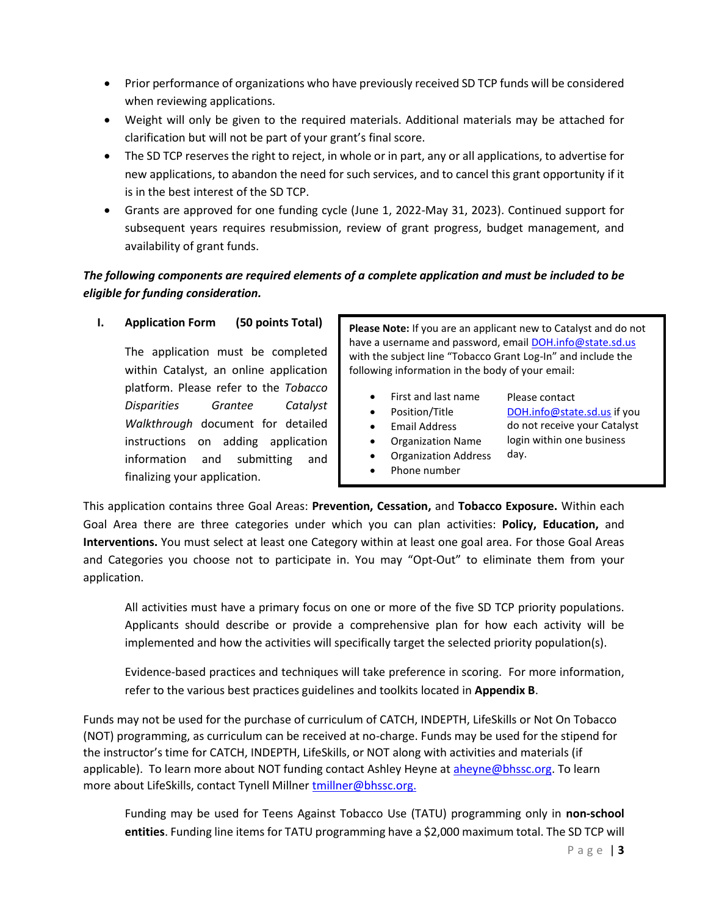- Prior performance of organizations who have previously received SD TCP funds will be considered when reviewing applications.
- Weight will only be given to the required materials. Additional materials may be attached for clarification but will not be part of your grant's final score.
- The SD TCP reserves the right to reject, in whole or in part, any or all applications, to advertise for new applications, to abandon the need for such services, and to cancel this grant opportunity if it is in the best interest of the SD TCP.
- Grants are approved for one funding cycle (June 1, 2022-May 31, 2023). Continued support for subsequent years requires resubmission, review of grant progress, budget management, and availability of grant funds.

***The following components are required elements of a complete application and must be included to be eligible for funding consideration.***

## I. Application Form (50 points Total)

The application must be completed within Catalyst, an online application platform. Please refer to the *Tobacco Disparities Grantee Catalyst Walkthrough* document for detailed instructions on adding application information and submitting and finalizing your application.

> **Please Note:** If you are an applicant new to Catalyst and do not have a username and password, email DOH.info@state.sd.us with the subject line "Tobacco Grant Log-In" and include the following information in the body of your email:
>
> - First and last name
> - Position/Title
> - Email Address
> - Organization Name
> - Organization Address
> - Phone number
>
> Please contact DOH.info@state.sd.us if you do not receive your Catalyst login within one business day.

This application contains three Goal Areas: **Prevention, Cessation,** and **Tobacco Exposure.** Within each Goal Area there are three categories under which you can plan activities: **Policy, Education,** and **Interventions.** You must select at least one Category within at least one goal area. For those Goal Areas and Categories you choose not to participate in. You may "Opt-Out" to eliminate them from your application.

All activities must have a primary focus on one or more of the five SD TCP priority populations. Applicants should describe or provide a comprehensive plan for how each activity will be implemented and how the activities will specifically target the selected priority population(s).

Evidence-based practices and techniques will take preference in scoring. For more information, refer to the various best practices guidelines and toolkits located in **Appendix B**.

Funds may not be used for the purchase of curriculum of CATCH, INDEPTH, LifeSkills or Not On Tobacco (NOT) programming, as curriculum can be received at no-charge. Funds may be used for the stipend for the instructor's time for CATCH, INDEPTH, LifeSkills, or NOT along with activities and materials (if applicable). To learn more about NOT funding contact Ashley Heyne at aheyne@bhssc.org. To learn more about LifeSkills, contact Tynell Millner tmillner@bhssc.org.

Funding may be used for Teens Against Tobacco Use (TATU) programming only in **non-school entities**. Funding line items for TATU programming have a $2,000 maximum total. The SD TCP will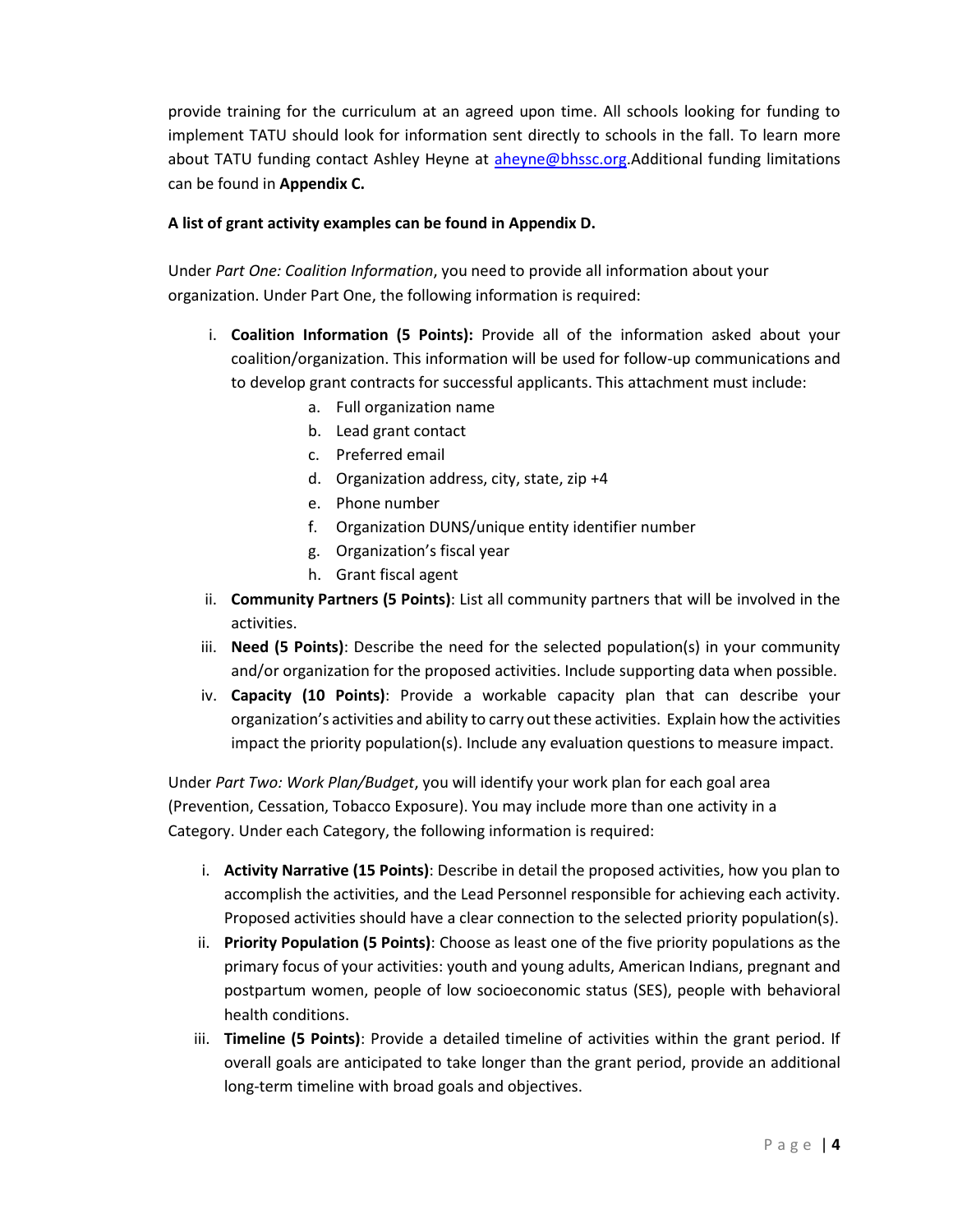provide training for the curriculum at an agreed upon time. All schools looking for funding to implement TATU should look for information sent directly to schools in the fall. To learn more about TATU funding contact Ashley Heyne at aheyne@bhssc.org.Additional funding limitations can be found in **Appendix C.**

**A list of grant activity examples can be found in Appendix D.**

Under *Part One: Coalition Information*, you need to provide all information about your organization. Under Part One, the following information is required:

i. **Coalition Information (5 Points):** Provide all of the information asked about your coalition/organization. This information will be used for follow-up communications and to develop grant contracts for successful applicants. This attachment must include:
   a. Full organization name
   b. Lead grant contact
   c. Preferred email
   d. Organization address, city, state, zip +4
   e. Phone number
   f. Organization DUNS/unique entity identifier number
   g. Organization's fiscal year
   h. Grant fiscal agent

ii. **Community Partners (5 Points)**: List all community partners that will be involved in the activities.

iii. **Need (5 Points)**: Describe the need for the selected population(s) in your community and/or organization for the proposed activities. Include supporting data when possible.

iv. **Capacity (10 Points)**: Provide a workable capacity plan that can describe your organization's activities and ability to carry out these activities. Explain how the activities impact the priority population(s). Include any evaluation questions to measure impact.

Under *Part Two: Work Plan/Budget*, you will identify your work plan for each goal area (Prevention, Cessation, Tobacco Exposure). You may include more than one activity in a Category. Under each Category, the following information is required:

i. **Activity Narrative (15 Points)**: Describe in detail the proposed activities, how you plan to accomplish the activities, and the Lead Personnel responsible for achieving each activity. Proposed activities should have a clear connection to the selected priority population(s).

ii. **Priority Population (5 Points)**: Choose as least one of the five priority populations as the primary focus of your activities: youth and young adults, American Indians, pregnant and postpartum women, people of low socioeconomic status (SES), people with behavioral health conditions.

iii. **Timeline (5 Points)**: Provide a detailed timeline of activities within the grant period. If overall goals are anticipated to take longer than the grant period, provide an additional long-term timeline with broad goals and objectives.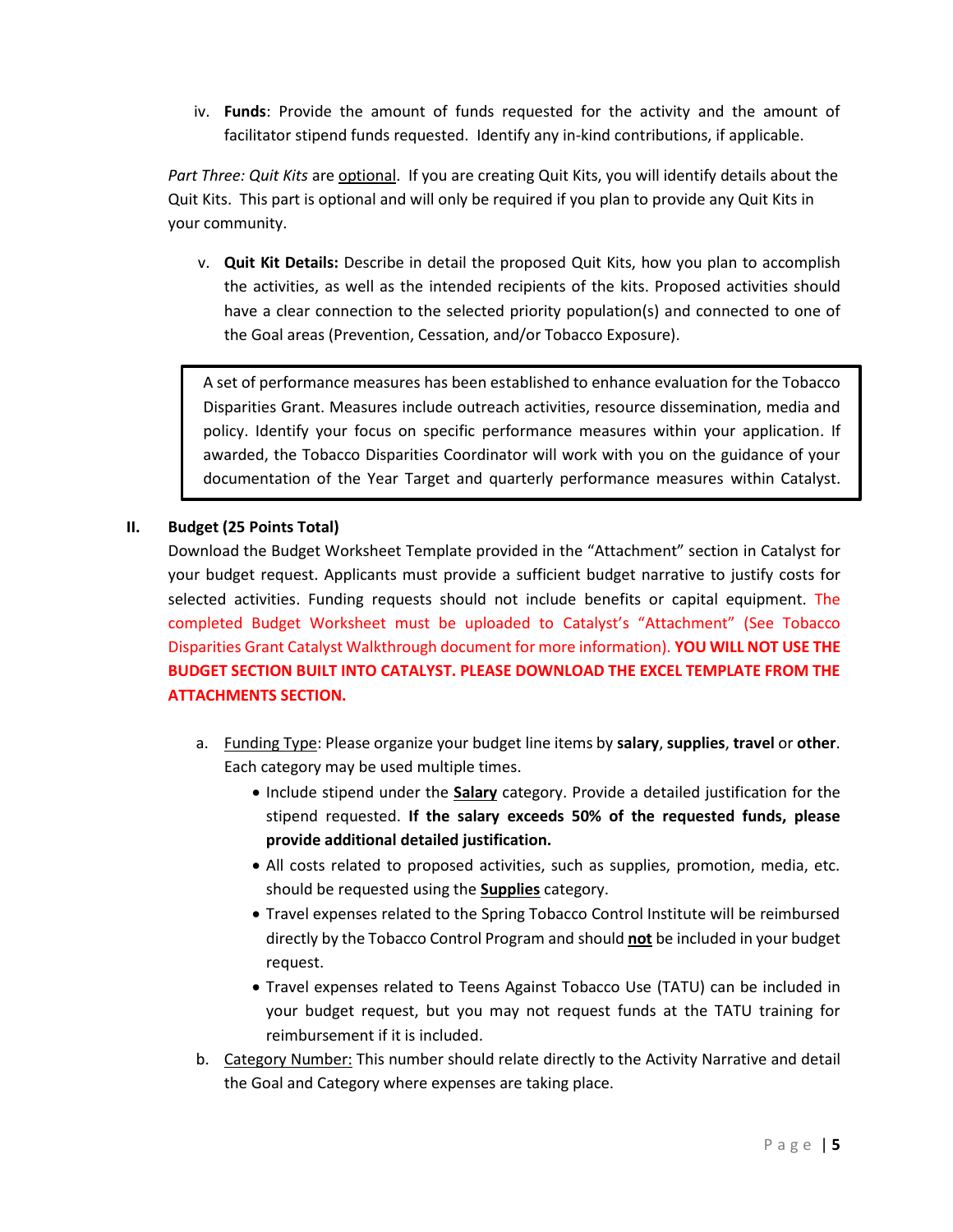iv. **Funds**: Provide the amount of funds requested for the activity and the amount of facilitator stipend funds requested. Identify any in-kind contributions, if applicable.

*Part Three: Quit Kits* are optional. If you are creating Quit Kits, you will identify details about the Quit Kits. This part is optional and will only be required if you plan to provide any Quit Kits in your community.

v. **Quit Kit Details:** Describe in detail the proposed Quit Kits, how you plan to accomplish the activities, as well as the intended recipients of the kits. Proposed activities should have a clear connection to the selected priority population(s) and connected to one of the Goal areas (Prevention, Cessation, and/or Tobacco Exposure).

> A set of performance measures has been established to enhance evaluation for the Tobacco Disparities Grant. Measures include outreach activities, resource dissemination, media and policy. Identify your focus on specific performance measures within your application. If awarded, the Tobacco Disparities Coordinator will work with you on the guidance of your documentation of the Year Target and quarterly performance measures within Catalyst.

## II. Budget (25 Points Total)

Download the Budget Worksheet Template provided in the "Attachment" section in Catalyst for your budget request. Applicants must provide a sufficient budget narrative to justify costs for selected activities. Funding requests should not include benefits or capital equipment. The completed Budget Worksheet must be uploaded to Catalyst's "Attachment" (See Tobacco Disparities Grant Catalyst Walkthrough document for more information). **YOU WILL NOT USE THE BUDGET SECTION BUILT INTO CATALYST. PLEASE DOWNLOAD THE EXCEL TEMPLATE FROM THE ATTACHMENTS SECTION.**

a. Funding Type: Please organize your budget line items by **salary**, **supplies**, **travel** or **other**. Each category may be used multiple times.
   - Include stipend under the **Salary** category. Provide a detailed justification for the stipend requested. **If the salary exceeds 50% of the requested funds, please provide additional detailed justification.**
   - All costs related to proposed activities, such as supplies, promotion, media, etc. should be requested using the **Supplies** category.
   - Travel expenses related to the Spring Tobacco Control Institute will be reimbursed directly by the Tobacco Control Program and should **not** be included in your budget request.
   - Travel expenses related to Teens Against Tobacco Use (TATU) can be included in your budget request, but you may not request funds at the TATU training for reimbursement if it is included.

b. Category Number: This number should relate directly to the Activity Narrative and detail the Goal and Category where expenses are taking place.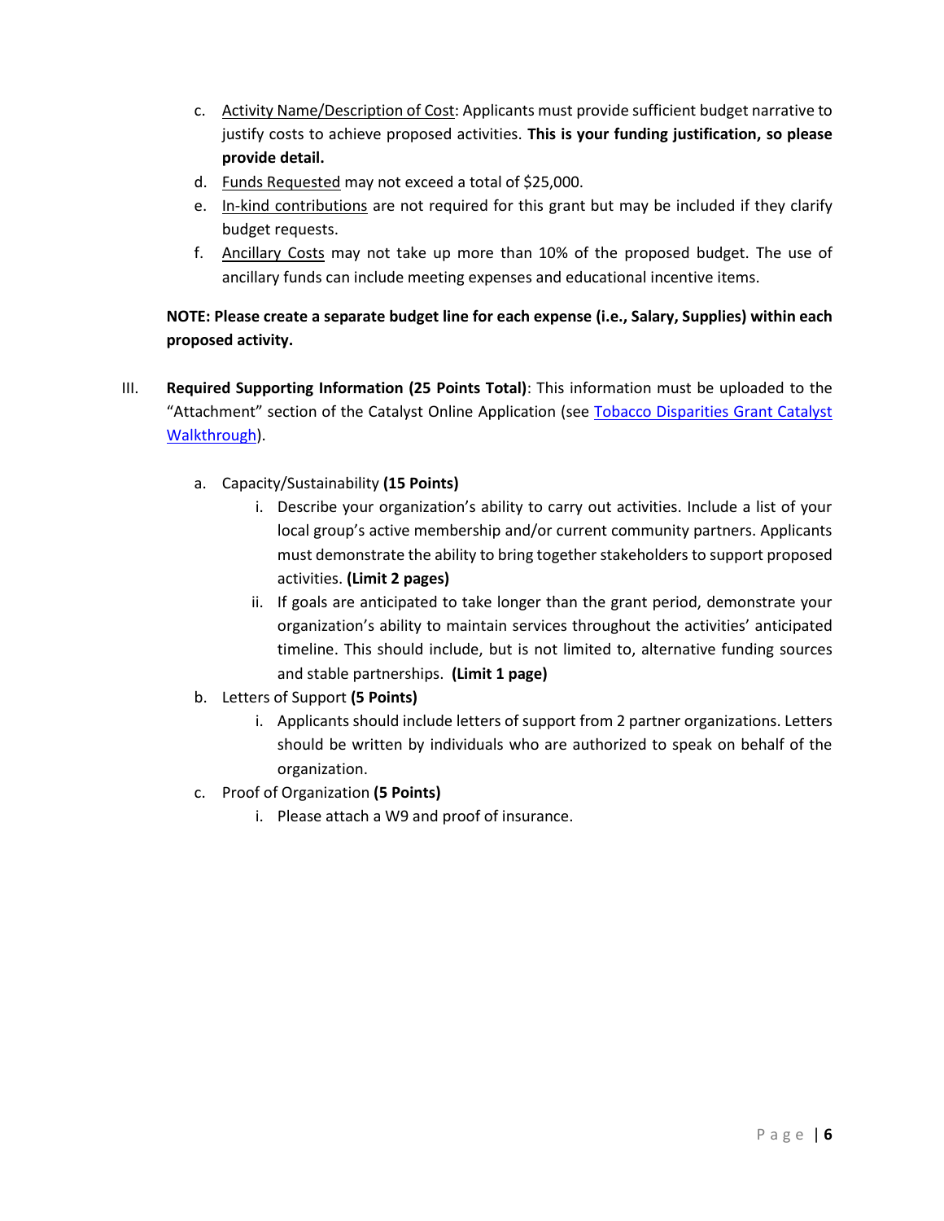c. <u>Activity Name/Description of Cost</u>: Applicants must provide sufficient budget narrative to justify costs to achieve proposed activities. **This is your funding justification, so please provide detail.**

d. <u>Funds Requested</u> may not exceed a total of $25,000.

e. <u>In-kind contributions</u> are not required for this grant but may be included if they clarify budget requests.

f. <u>Ancillary Costs</u> may not take up more than 10% of the proposed budget. The use of ancillary funds can include meeting expenses and educational incentive items.

**NOTE: Please create a separate budget line for each expense (i.e., Salary, Supplies) within each proposed activity.**

III. **Required Supporting Information (25 Points Total)**: This information must be uploaded to the "Attachment" section of the Catalyst Online Application (see [Tobacco Disparities Grant Catalyst Walkthrough]()).

a. Capacity/Sustainability **(15 Points)**

  i. Describe your organization's ability to carry out activities. Include a list of your local group's active membership and/or current community partners. Applicants must demonstrate the ability to bring together stakeholders to support proposed activities. **(Limit 2 pages)**

  ii. If goals are anticipated to take longer than the grant period, demonstrate your organization's ability to maintain services throughout the activities' anticipated timeline. This should include, but is not limited to, alternative funding sources and stable partnerships. **(Limit 1 page)**

b. Letters of Support **(5 Points)**

  i. Applicants should include letters of support from 2 partner organizations. Letters should be written by individuals who are authorized to speak on behalf of the organization.

c. Proof of Organization **(5 Points)**

  i. Please attach a W9 and proof of insurance.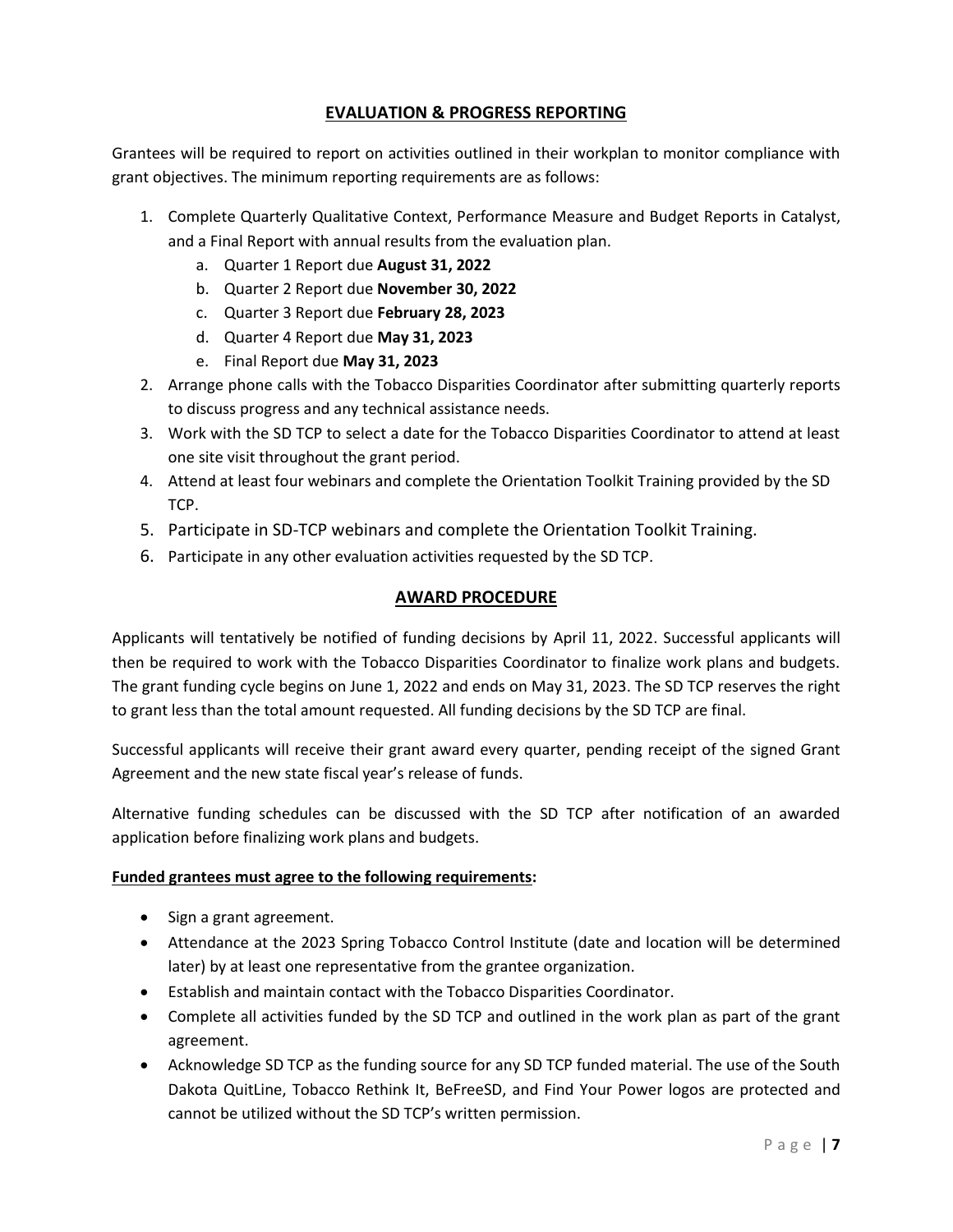## EVALUATION & PROGRESS REPORTING

Grantees will be required to report on activities outlined in their workplan to monitor compliance with grant objectives. The minimum reporting requirements are as follows:

1. Complete Quarterly Qualitative Context, Performance Measure and Budget Reports in Catalyst, and a Final Report with annual results from the evaluation plan.
   a. Quarter 1 Report due **August 31, 2022**
   b. Quarter 2 Report due **November 30, 2022**
   c. Quarter 3 Report due **February 28, 2023**
   d. Quarter 4 Report due **May 31, 2023**
   e. Final Report due **May 31, 2023**
2. Arrange phone calls with the Tobacco Disparities Coordinator after submitting quarterly reports to discuss progress and any technical assistance needs.
3. Work with the SD TCP to select a date for the Tobacco Disparities Coordinator to attend at least one site visit throughout the grant period.
4. Attend at least four webinars and complete the Orientation Toolkit Training provided by the SD TCP.
5. Participate in SD-TCP webinars and complete the Orientation Toolkit Training.
6. Participate in any other evaluation activities requested by the SD TCP.

## AWARD PROCEDURE

Applicants will tentatively be notified of funding decisions by April 11, 2022. Successful applicants will then be required to work with the Tobacco Disparities Coordinator to finalize work plans and budgets. The grant funding cycle begins on June 1, 2022 and ends on May 31, 2023. The SD TCP reserves the right to grant less than the total amount requested. All funding decisions by the SD TCP are final.

Successful applicants will receive their grant award every quarter, pending receipt of the signed Grant Agreement and the new state fiscal year's release of funds.

Alternative funding schedules can be discussed with the SD TCP after notification of an awarded application before finalizing work plans and budgets.

**Funded grantees must agree to the following requirements:**

- Sign a grant agreement.
- Attendance at the 2023 Spring Tobacco Control Institute (date and location will be determined later) by at least one representative from the grantee organization.
- Establish and maintain contact with the Tobacco Disparities Coordinator.
- Complete all activities funded by the SD TCP and outlined in the work plan as part of the grant agreement.
- Acknowledge SD TCP as the funding source for any SD TCP funded material. The use of the South Dakota QuitLine, Tobacco Rethink It, BeFreeSD, and Find Your Power logos are protected and cannot be utilized without the SD TCP's written permission.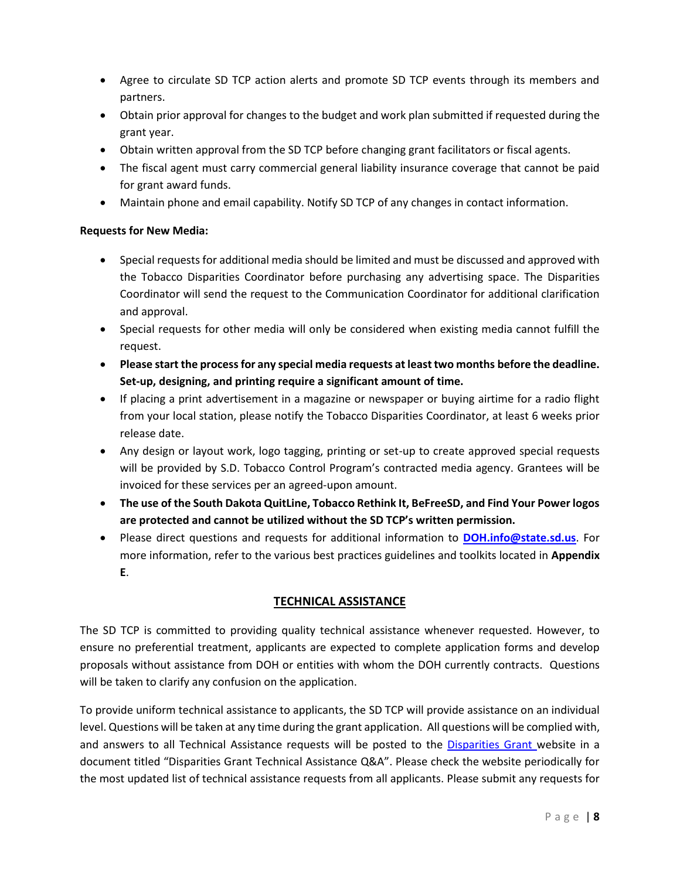- Agree to circulate SD TCP action alerts and promote SD TCP events through its members and partners.
- Obtain prior approval for changes to the budget and work plan submitted if requested during the grant year.
- Obtain written approval from the SD TCP before changing grant facilitators or fiscal agents.
- The fiscal agent must carry commercial general liability insurance coverage that cannot be paid for grant award funds.
- Maintain phone and email capability. Notify SD TCP of any changes in contact information.

**Requests for New Media:**

- Special requests for additional media should be limited and must be discussed and approved with the Tobacco Disparities Coordinator before purchasing any advertising space. The Disparities Coordinator will send the request to the Communication Coordinator for additional clarification and approval.
- Special requests for other media will only be considered when existing media cannot fulfill the request.
- **Please start the process for any special media requests at least two months before the deadline. Set-up, designing, and printing require a significant amount of time.**
- If placing a print advertisement in a magazine or newspaper or buying airtime for a radio flight from your local station, please notify the Tobacco Disparities Coordinator, at least 6 weeks prior release date.
- Any design or layout work, logo tagging, printing or set-up to create approved special requests will be provided by S.D. Tobacco Control Program's contracted media agency. Grantees will be invoiced for these services per an agreed-upon amount.
- **The use of the South Dakota QuitLine, Tobacco Rethink It, BeFreeSD, and Find Your Power logos are protected and cannot be utilized without the SD TCP's written permission.**
- Please direct questions and requests for additional information to **DOH.info@state.sd.us**. For more information, refer to the various best practices guidelines and toolkits located in **Appendix E**.

## TECHNICAL ASSISTANCE

The SD TCP is committed to providing quality technical assistance whenever requested. However, to ensure no preferential treatment, applicants are expected to complete application forms and develop proposals without assistance from DOH or entities with whom the DOH currently contracts. Questions will be taken to clarify any confusion on the application.

To provide uniform technical assistance to applicants, the SD TCP will provide assistance on an individual level. Questions will be taken at any time during the grant application. All questions will be complied with, and answers to all Technical Assistance requests will be posted to the Disparities Grant website in a document titled "Disparities Grant Technical Assistance Q&A". Please check the website periodically for the most updated list of technical assistance requests from all applicants. Please submit any requests for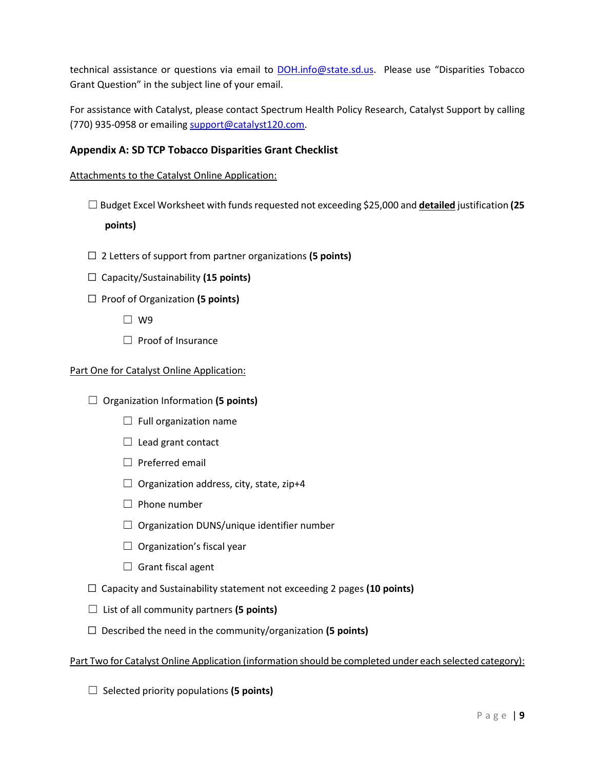technical assistance or questions via email to DOH.info@state.sd.us. Please use "Disparities Tobacco Grant Question" in the subject line of your email.

For assistance with Catalyst, please contact Spectrum Health Policy Research, Catalyst Support by calling (770) 935-0958 or emailing support@catalyst120.com.

### Appendix A: SD TCP Tobacco Disparities Grant Checklist

Attachments to the Catalyst Online Application:

- ☐ Budget Excel Worksheet with funds requested not exceeding $25,000 and **detailed** justification **(25 points)**
- ☐ 2 Letters of support from partner organizations **(5 points)**
- ☐ Capacity/Sustainability **(15 points)**
- ☐ Proof of Organization **(5 points)**
  - ☐ W9
  - ☐ Proof of Insurance

Part One for Catalyst Online Application:

- ☐ Organization Information **(5 points)**
  - ☐ Full organization name
  - ☐ Lead grant contact
  - ☐ Preferred email
  - ☐ Organization address, city, state, zip+4
  - ☐ Phone number
  - ☐ Organization DUNS/unique identifier number
  - ☐ Organization's fiscal year
  - ☐ Grant fiscal agent
- ☐ Capacity and Sustainability statement not exceeding 2 pages **(10 points)**
- ☐ List of all community partners **(5 points)**
- ☐ Described the need in the community/organization **(5 points)**

Part Two for Catalyst Online Application (information should be completed under each selected category):

- ☐ Selected priority populations **(5 points)**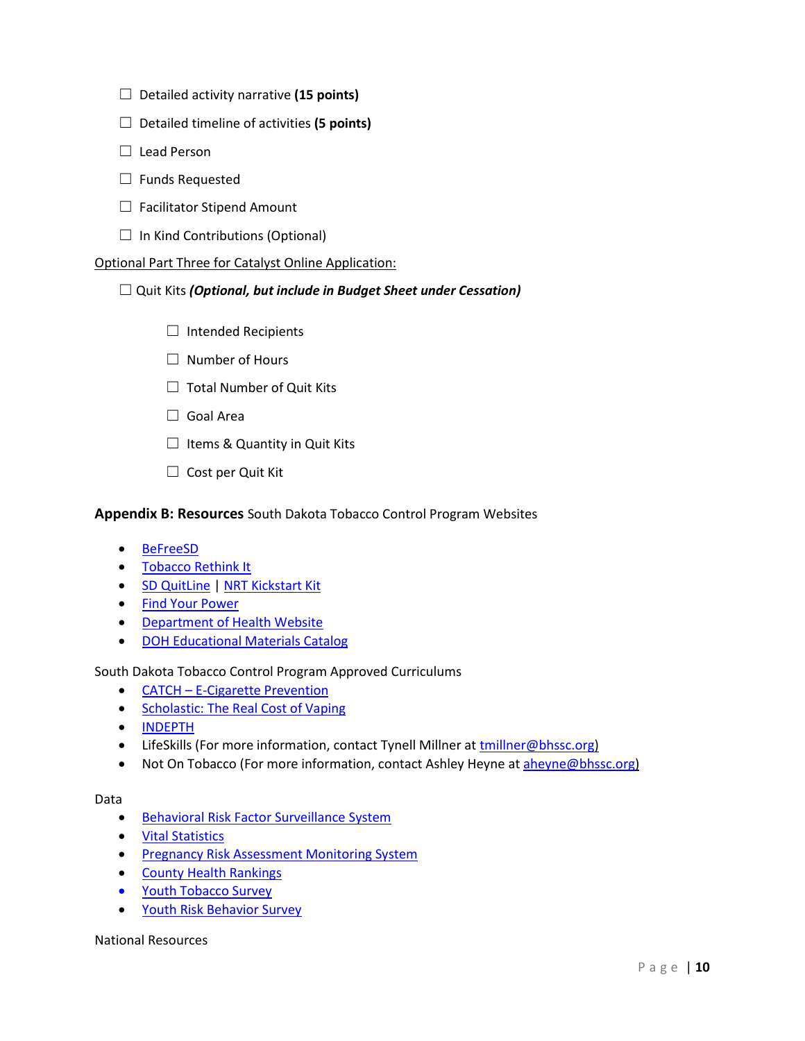- ☐ Detailed activity narrative **(15 points)**
- ☐ Detailed timeline of activities **(5 points)**
- ☐ Lead Person
- ☐ Funds Requested
- ☐ Facilitator Stipend Amount
- ☐ In Kind Contributions (Optional)

Optional Part Three for Catalyst Online Application:

- ☐ Quit Kits ***(Optional, but include in Budget Sheet under Cessation)***
  - ☐ Intended Recipients
  - ☐ Number of Hours
  - ☐ Total Number of Quit Kits
  - ☐ Goal Area
  - ☐ Items & Quantity in Quit Kits
  - ☐ Cost per Quit Kit

**Appendix B: Resources** South Dakota Tobacco Control Program Websites

- BeFreeSD
- Tobacco Rethink It
- SD QuitLine | NRT Kickstart Kit
- Find Your Power
- Department of Health Website
- DOH Educational Materials Catalog

South Dakota Tobacco Control Program Approved Curriculums

- CATCH – E-Cigarette Prevention
- Scholastic: The Real Cost of Vaping
- INDEPTH
- LifeSkills (For more information, contact Tynell Millner at tmillner@bhssc.org)
- Not On Tobacco (For more information, contact Ashley Heyne at aheyne@bhssc.org)

Data

- Behavioral Risk Factor Surveillance System
- Vital Statistics
- Pregnancy Risk Assessment Monitoring System
- County Health Rankings
- Youth Tobacco Survey
- Youth Risk Behavior Survey

National Resources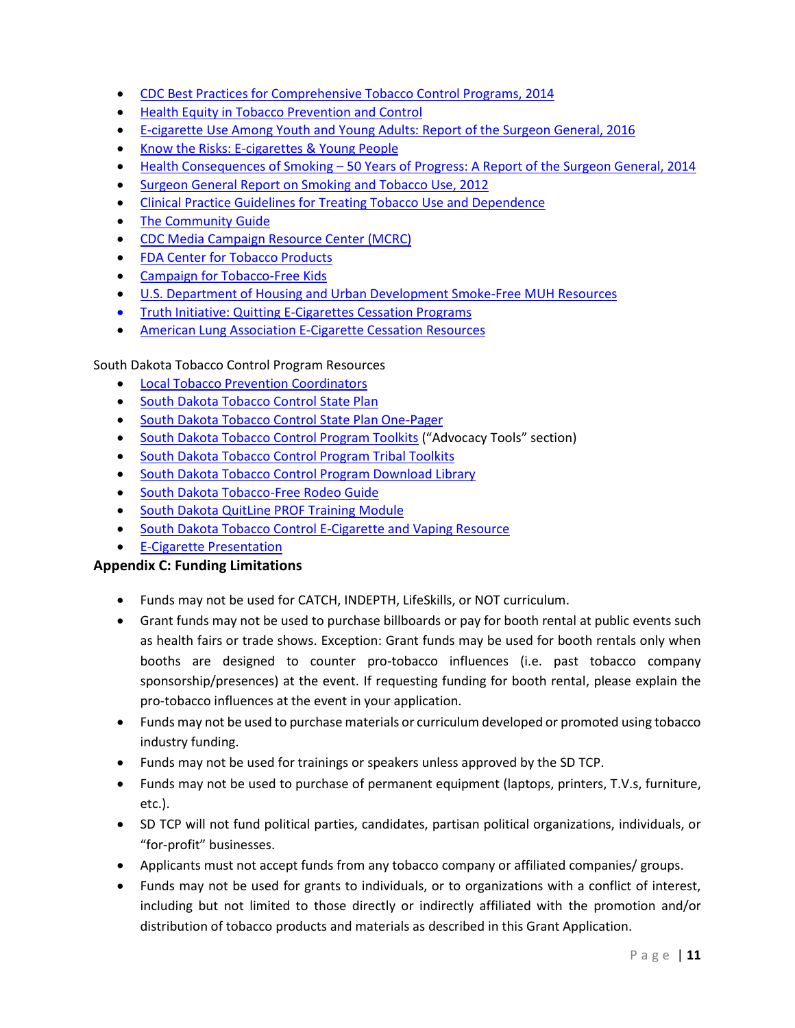- CDC Best Practices for Comprehensive Tobacco Control Programs, 2014
- Health Equity in Tobacco Prevention and Control
- E-cigarette Use Among Youth and Young Adults: Report of the Surgeon General, 2016
- Know the Risks: E-cigarettes & Young People
- Health Consequences of Smoking – 50 Years of Progress: A Report of the Surgeon General, 2014
- Surgeon General Report on Smoking and Tobacco Use, 2012
- Clinical Practice Guidelines for Treating Tobacco Use and Dependence
- The Community Guide
- CDC Media Campaign Resource Center (MCRC)
- FDA Center for Tobacco Products
- Campaign for Tobacco-Free Kids
- U.S. Department of Housing and Urban Development Smoke-Free MUH Resources
- Truth Initiative: Quitting E-Cigarettes Cessation Programs
- American Lung Association E-Cigarette Cessation Resources

South Dakota Tobacco Control Program Resources

- Local Tobacco Prevention Coordinators
- South Dakota Tobacco Control State Plan
- South Dakota Tobacco Control State Plan One-Pager
- South Dakota Tobacco Control Program Toolkits ("Advocacy Tools" section)
- South Dakota Tobacco Control Program Tribal Toolkits
- South Dakota Tobacco Control Program Download Library
- South Dakota Tobacco-Free Rodeo Guide
- South Dakota QuitLine PROF Training Module
- South Dakota Tobacco Control E-Cigarette and Vaping Resource
- E-Cigarette Presentation

**Appendix C: Funding Limitations**

- Funds may not be used for CATCH, INDEPTH, LifeSkills, or NOT curriculum.
- Grant funds may not be used to purchase billboards or pay for booth rental at public events such as health fairs or trade shows. Exception: Grant funds may be used for booth rentals only when booths are designed to counter pro-tobacco influences (i.e. past tobacco company sponsorship/presences) at the event. If requesting funding for booth rental, please explain the pro-tobacco influences at the event in your application.
- Funds may not be used to purchase materials or curriculum developed or promoted using tobacco industry funding.
- Funds may not be used for trainings or speakers unless approved by the SD TCP.
- Funds may not be used to purchase of permanent equipment (laptops, printers, T.V.s, furniture, etc.).
- SD TCP will not fund political parties, candidates, partisan political organizations, individuals, or "for-profit" businesses.
- Applicants must not accept funds from any tobacco company or affiliated companies/ groups.
- Funds may not be used for grants to individuals, or to organizations with a conflict of interest, including but not limited to those directly or indirectly affiliated with the promotion and/or distribution of tobacco products and materials as described in this Grant Application.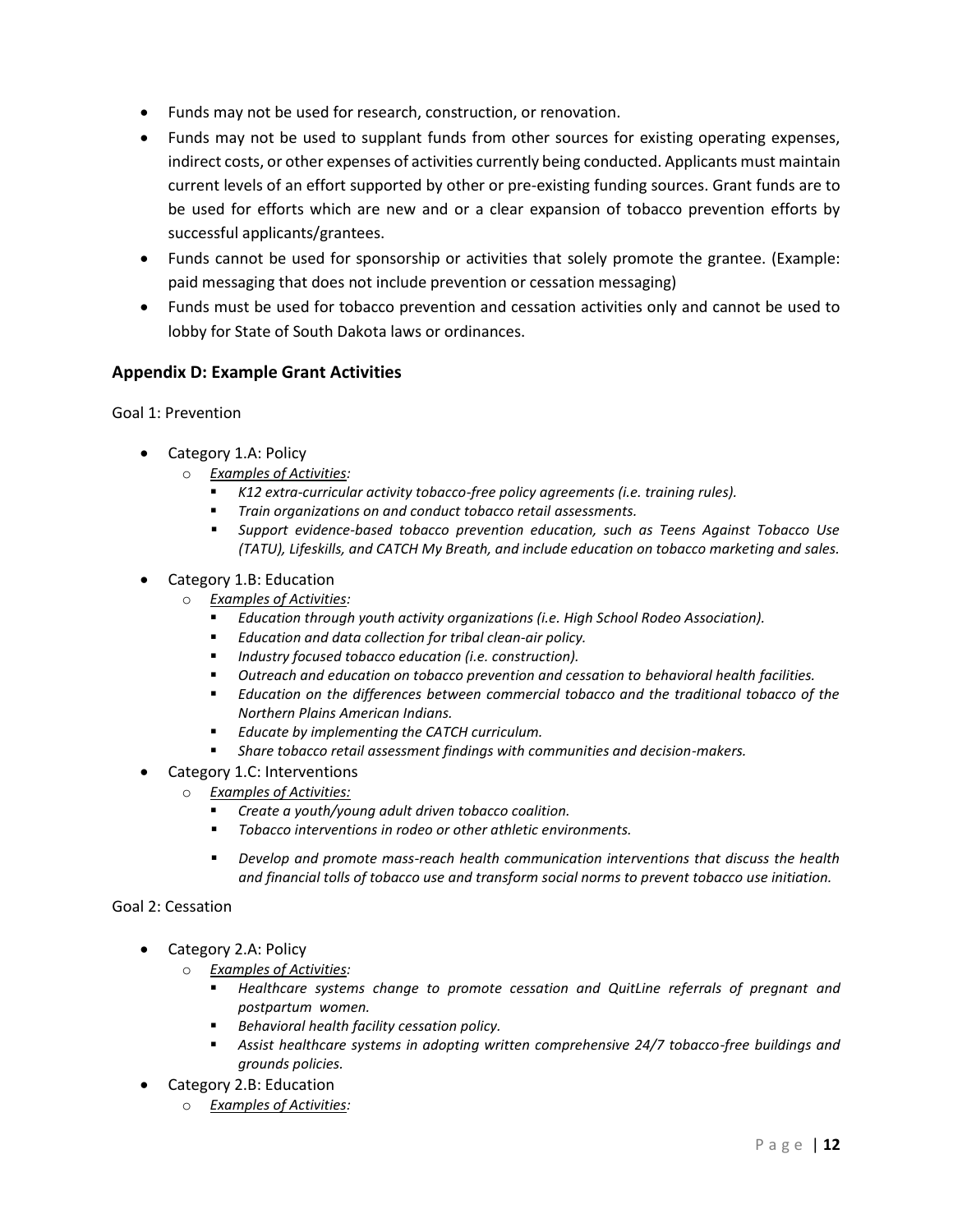- Funds may not be used for research, construction, or renovation.
- Funds may not be used to supplant funds from other sources for existing operating expenses, indirect costs, or other expenses of activities currently being conducted. Applicants must maintain current levels of an effort supported by other or pre-existing funding sources. Grant funds are to be used for efforts which are new and or a clear expansion of tobacco prevention efforts by successful applicants/grantees.
- Funds cannot be used for sponsorship or activities that solely promote the grantee. (Example: paid messaging that does not include prevention or cessation messaging)
- Funds must be used for tobacco prevention and cessation activities only and cannot be used to lobby for State of South Dakota laws or ordinances.

## Appendix D: Example Grant Activities

Goal 1: Prevention

- Category 1.A: Policy
  - *Examples of Activities:*
    - *K12 extra-curricular activity tobacco-free policy agreements (i.e. training rules).*
    - *Train organizations on and conduct tobacco retail assessments.*
    - *Support evidence-based tobacco prevention education, such as Teens Against Tobacco Use (TATU), Lifeskills, and CATCH My Breath, and include education on tobacco marketing and sales.*
- Category 1.B: Education
  - *Examples of Activities:*
    - *Education through youth activity organizations (i.e. High School Rodeo Association).*
    - *Education and data collection for tribal clean-air policy.*
    - *Industry focused tobacco education (i.e. construction).*
    - *Outreach and education on tobacco prevention and cessation to behavioral health facilities.*
    - *Education on the differences between commercial tobacco and the traditional tobacco of the Northern Plains American Indians.*
    - *Educate by implementing the CATCH curriculum.*
    - *Share tobacco retail assessment findings with communities and decision-makers.*
- Category 1.C: Interventions
  - *Examples of Activities:*
    - *Create a youth/young adult driven tobacco coalition.*
    - *Tobacco interventions in rodeo or other athletic environments.*
    - *Develop and promote mass-reach health communication interventions that discuss the health and financial tolls of tobacco use and transform social norms to prevent tobacco use initiation.*

Goal 2: Cessation

- Category 2.A: Policy
  - *Examples of Activities:*
    - *Healthcare systems change to promote cessation and QuitLine referrals of pregnant and postpartum women.*
    - *Behavioral health facility cessation policy.*
    - *Assist healthcare systems in adopting written comprehensive 24/7 tobacco-free buildings and grounds policies.*
- Category 2.B: Education
  - *Examples of Activities:*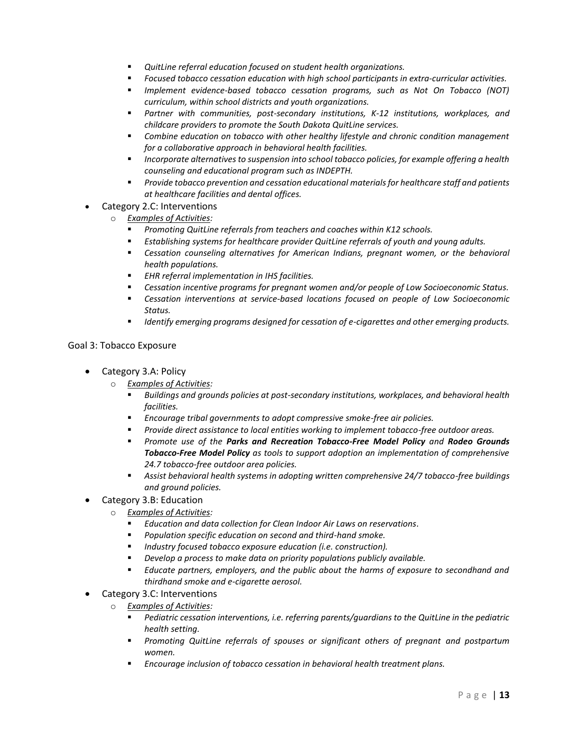- *QuitLine referral education focused on student health organizations.*
  - *Focused tobacco cessation education with high school participants in extra-curricular activities.*
  - *Implement evidence-based tobacco cessation programs, such as Not On Tobacco (NOT) curriculum, within school districts and youth organizations.*
  - *Partner with communities, post-secondary institutions, K-12 institutions, workplaces, and childcare providers to promote the South Dakota QuitLine services.*
  - *Combine education on tobacco with other healthy lifestyle and chronic condition management for a collaborative approach in behavioral health facilities.*
  - *Incorporate alternatives to suspension into school tobacco policies, for example offering a health counseling and educational program such as INDEPTH.*
  - *Provide tobacco prevention and cessation educational materials for healthcare staff and patients at healthcare facilities and dental offices.*

- Category 2.C: Interventions
  - *Examples of Activities:*
    - *Promoting QuitLine referrals from teachers and coaches within K12 schools.*
    - *Establishing systems for healthcare provider QuitLine referrals of youth and young adults.*
    - *Cessation counseling alternatives for American Indians, pregnant women, or the behavioral health populations.*
    - *EHR referral implementation in IHS facilities.*
    - *Cessation incentive programs for pregnant women and/or people of Low Socioeconomic Status.*
    - *Cessation interventions at service-based locations focused on people of Low Socioeconomic Status.*
    - *Identify emerging programs designed for cessation of e-cigarettes and other emerging products.*

Goal 3: Tobacco Exposure

- Category 3.A: Policy
  - *Examples of Activities:*
    - *Buildings and grounds policies at post-secondary institutions, workplaces, and behavioral health facilities.*
    - *Encourage tribal governments to adopt compressive smoke-free air policies.*
    - *Provide direct assistance to local entities working to implement tobacco-free outdoor areas.*
    - *Promote use of the* ***Parks and Recreation Tobacco-Free Model Policy*** *and* ***Rodeo Grounds Tobacco-Free Model Policy*** *as tools to support adoption an implementation of comprehensive 24.7 tobacco-free outdoor area policies.*
    - *Assist behavioral health systems in adopting written comprehensive 24/7 tobacco-free buildings and ground policies.*
- Category 3.B: Education
  - *Examples of Activities:*
    - *Education and data collection for Clean Indoor Air Laws on reservations*.
    - *Population specific education on second and third-hand smoke.*
    - *Industry focused tobacco exposure education (i.e. construction).*
    - *Develop a process to make data on priority populations publicly available.*
    - *Educate partners, employers, and the public about the harms of exposure to secondhand and thirdhand smoke and e-cigarette aerosol.*
- Category 3.C: Interventions
  - *Examples of Activities:*
    - *Pediatric cessation interventions, i.e. referring parents/guardians to the QuitLine in the pediatric health setting.*
    - *Promoting QuitLine referrals of spouses or significant others of pregnant and postpartum women.*
    - *Encourage inclusion of tobacco cessation in behavioral health treatment plans.*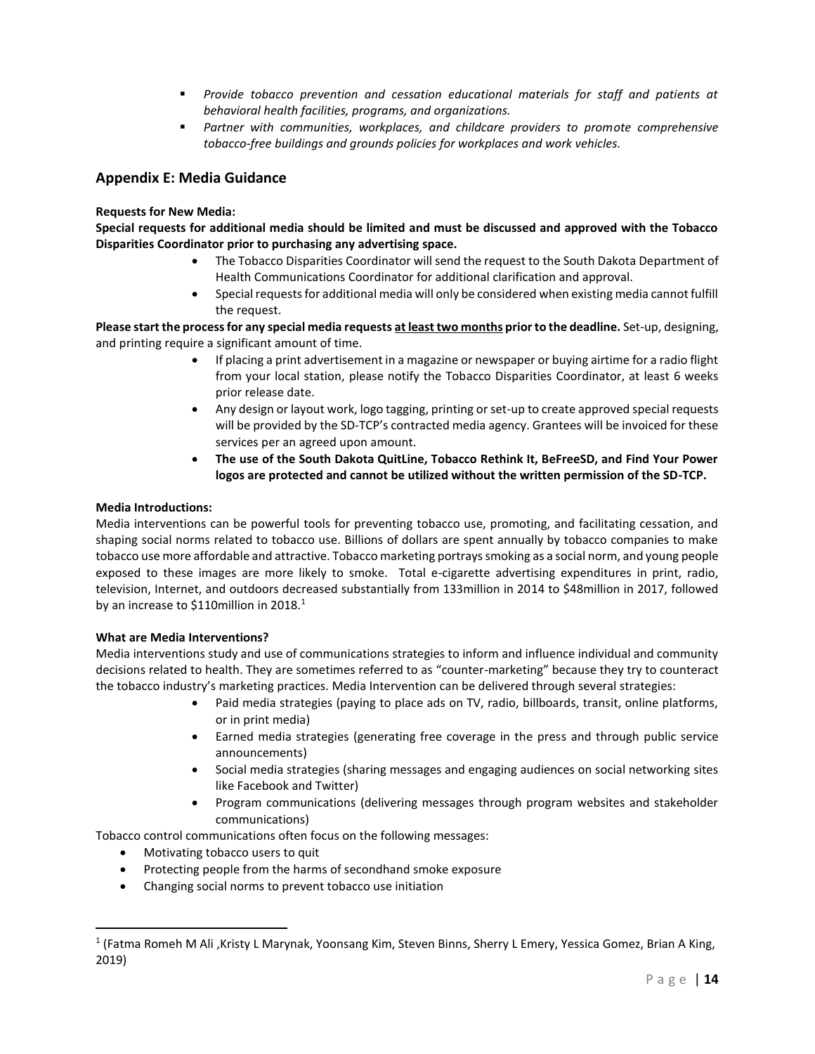- *Provide tobacco prevention and cessation educational materials for staff and patients at behavioral health facilities, programs, and organizations.*
- *Partner with communities, workplaces, and childcare providers to promote comprehensive tobacco-free buildings and grounds policies for workplaces and work vehicles.*

## Appendix E: Media Guidance

**Requests for New Media:**

**Special requests for additional media should be limited and must be discussed and approved with the Tobacco Disparities Coordinator prior to purchasing any advertising space.**

- The Tobacco Disparities Coordinator will send the request to the South Dakota Department of Health Communications Coordinator for additional clarification and approval.
- Special requests for additional media will only be considered when existing media cannot fulfill the request.

**Please start the process for any special media requests <u>at least two months</u> prior to the deadline.** Set-up, designing, and printing require a significant amount of time.

- If placing a print advertisement in a magazine or newspaper or buying airtime for a radio flight from your local station, please notify the Tobacco Disparities Coordinator, at least 6 weeks prior release date.
- Any design or layout work, logo tagging, printing or set-up to create approved special requests will be provided by the SD-TCP's contracted media agency. Grantees will be invoiced for these services per an agreed upon amount.
- **The use of the South Dakota QuitLine, Tobacco Rethink It, BeFreeSD, and Find Your Power logos are protected and cannot be utilized without the written permission of the SD-TCP.**

**Media Introductions:**

Media interventions can be powerful tools for preventing tobacco use, promoting, and facilitating cessation, and shaping social norms related to tobacco use. Billions of dollars are spent annually by tobacco companies to make tobacco use more affordable and attractive. Tobacco marketing portrays smoking as a social norm, and young people exposed to these images are more likely to smoke. Total e-cigarette advertising expenditures in print, radio, television, Internet, and outdoors decreased substantially from 133million in 2014 to $48million in 2017, followed by an increase to $110million in 2018.[1]

**What are Media Interventions?**

Media interventions study and use of communications strategies to inform and influence individual and community decisions related to health. They are sometimes referred to as "counter-marketing" because they try to counteract the tobacco industry's marketing practices. Media Intervention can be delivered through several strategies:

- Paid media strategies (paying to place ads on TV, radio, billboards, transit, online platforms, or in print media)
- Earned media strategies (generating free coverage in the press and through public service announcements)
- Social media strategies (sharing messages and engaging audiences on social networking sites like Facebook and Twitter)
- Program communications (delivering messages through program websites and stakeholder communications)

Tobacco control communications often focus on the following messages:

- Motivating tobacco users to quit
- Protecting people from the harms of secondhand smoke exposure
- Changing social norms to prevent tobacco use initiation

---

[1] (Fatma Romeh M Ali ,Kristy L Marynak, Yoonsang Kim, Steven Binns, Sherry L Emery, Yessica Gomez, Brian A King, 2019)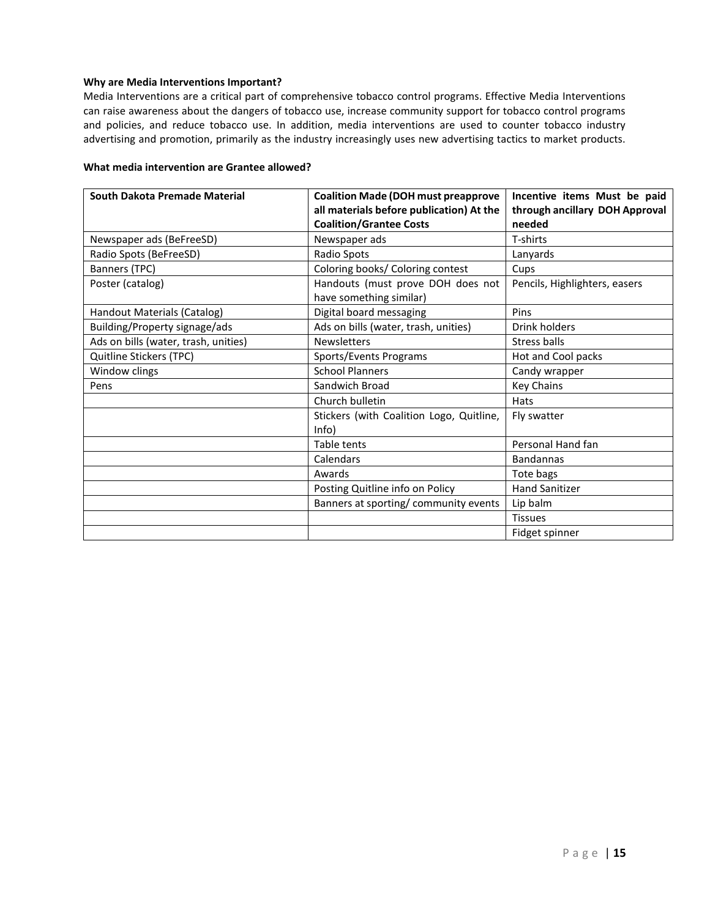**Why are Media Interventions Important?**

Media Interventions are a critical part of comprehensive tobacco control programs. Effective Media Interventions can raise awareness about the dangers of tobacco use, increase community support for tobacco control programs and policies, and reduce tobacco use. In addition, media interventions are used to counter tobacco industry advertising and promotion, primarily as the industry increasingly uses new advertising tactics to market products.

**What media intervention are Grantee allowed?**

| South Dakota Premade Material | Coalition Made (DOH must preapprove all materials before publication) At the Coalition/Grantee Costs | Incentive items Must be paid through ancillary DOH Approval needed |
|---|---|---|
| Newspaper ads (BeFreeSD) | Newspaper ads | T-shirts |
| Radio Spots (BeFreeSD) | Radio Spots | Lanyards |
| Banners (TPC) | Coloring books/ Coloring contest | Cups |
| Poster (catalog) | Handouts (must prove DOH does not have something similar) | Pencils, Highlighters, easers |
| Handout Materials (Catalog) | Digital board messaging | Pins |
| Building/Property signage/ads | Ads on bills (water, trash, unities) | Drink holders |
| Ads on bills (water, trash, unities) | Newsletters | Stress balls |
| Quitline Stickers (TPC) | Sports/Events Programs | Hot and Cool packs |
| Window clings | School Planners | Candy wrapper |
| Pens | Sandwich Broad | Key Chains |
| | Church bulletin | Hats |
| | Stickers (with Coalition Logo, Quitline, Info) | Fly swatter |
| | Table tents | Personal Hand fan |
| | Calendars | Bandannas |
| | Awards | Tote bags |
| | Posting Quitline info on Policy | Hand Sanitizer |
| | Banners at sporting/ community events | Lip balm |
| | | Tissues |
| | | Fidget spinner |